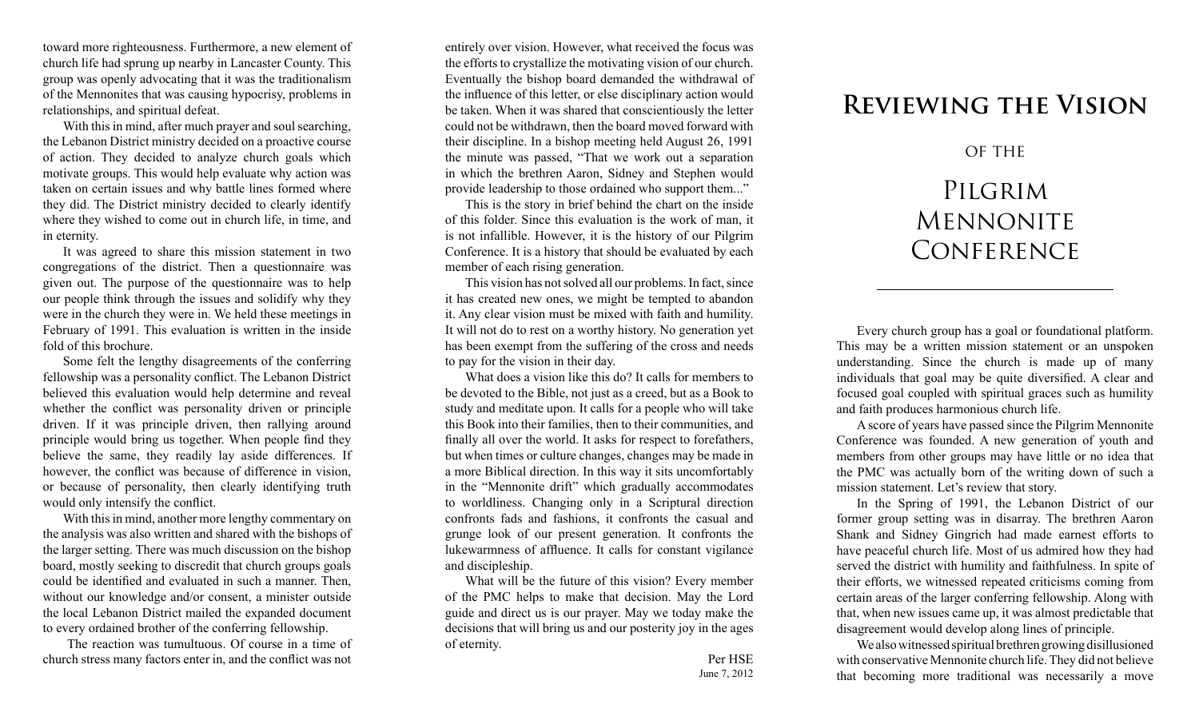# Reviewing the Vision

## of the

# Pilgrim Mennonite Conference

---

Every church group has a goal or foundational platform. This may be a written mission statement or an unspoken understanding. Since the church is made up of many individuals that goal may be quite diversified. A clear and focused goal coupled with spiritual graces such as humility and faith produces harmonious church life.

A score of years have passed since the Pilgrim Mennonite Conference was founded. A new generation of youth and members from other groups may have little or no idea that the PMC was actually born of the writing down of such a mission statement. Let's review that story.

In the Spring of 1991, the Lebanon District of our former group setting was in disarray. The brethren Aaron Shank and Sidney Gingrich had made earnest efforts to have peaceful church life. Most of us admired how they had served the district with humility and faithfulness. In spite of their efforts, we witnessed repeated criticisms coming from certain areas of the larger conferring fellowship. Along with that, when new issues came up, it was almost predictable that disagreement would develop along lines of principle.

We also witnessed spiritual brethren growing disillusioned with conservative Mennonite church life. They did not believe that becoming more traditional was necessarily a move toward more righteousness. Furthermore, a new element of church life had sprung up nearby in Lancaster County. This group was openly advocating that it was the traditionalism of the Mennonites that was causing hypocrisy, problems in relationships, and spiritual defeat.

With this in mind, after much prayer and soul searching, the Lebanon District ministry decided on a proactive course of action. They decided to analyze church goals which motivate groups. This would help evaluate why action was taken on certain issues and why battle lines formed where they did. The District ministry decided to clearly identify where they wished to come out in church life, in time, and in eternity.

It was agreed to share this mission statement in two congregations of the district. Then a questionnaire was given out. The purpose of the questionnaire was to help our people think through the issues and solidify why they were in the church they were in. We held these meetings in February of 1991. This evaluation is written in the inside fold of this brochure.

Some felt the lengthy disagreements of the conferring fellowship was a personality conflict. The Lebanon District believed this evaluation would help determine and reveal whether the conflict was personality driven or principle driven. If it was principle driven, then rallying around principle would bring us together. When people find they believe the same, they readily lay aside differences. If however, the conflict was because of difference in vision, or because of personality, then clearly identifying truth would only intensify the conflict.

With this in mind, another more lengthy commentary on the analysis was also written and shared with the bishops of the larger setting. There was much discussion on the bishop board, mostly seeking to discredit that church groups goals could be identified and evaluated in such a manner. Then, without our knowledge and/or consent, a minister outside the local Lebanon District mailed the expanded document to every ordained brother of the conferring fellowship.

The reaction was tumultuous. Of course in a time of church stress many factors enter in, and the conflict was not entirely over vision. However, what received the focus was the efforts to crystallize the motivating vision of our church. Eventually the bishop board demanded the withdrawal of the influence of this letter, or else disciplinary action would be taken. When it was shared that conscientiously the letter could not be withdrawn, then the board moved forward with their discipline. In a bishop meeting held August 26, 1991 the minute was passed, "That we work out a separation in which the brethren Aaron, Sidney and Stephen would provide leadership to those ordained who support them..."

This is the story in brief behind the chart on the inside of this folder. Since this evaluation is the work of man, it is not infallible. However, it is the history of our Pilgrim Conference. It is a history that should be evaluated by each member of each rising generation.

This vision has not solved all our problems. In fact, since it has created new ones, we might be tempted to abandon it. Any clear vision must be mixed with faith and humility. It will not do to rest on a worthy history. No generation yet has been exempt from the suffering of the cross and needs to pay for the vision in their day.

What does a vision like this do? It calls for members to be devoted to the Bible, not just as a creed, but as a Book to study and meditate upon. It calls for a people who will take this Book into their families, then to their communities, and finally all over the world. It asks for respect to forefathers, but when times or culture changes, changes may be made in a more Biblical direction. In this way it sits uncomfortably in the "Mennonite drift" which gradually accommodates to worldliness. Changing only in a Scriptural direction confronts fads and fashions, it confronts the casual and grunge look of our present generation. It confronts the lukewarmness of affluence. It calls for constant vigilance and discipleship.

What will be the future of this vision? Every member of the PMC helps to make that decision. May the Lord guide and direct us is our prayer. May we today make the decisions that will bring us and our posterity joy in the ages of eternity.

Per HSE
June 7, 2012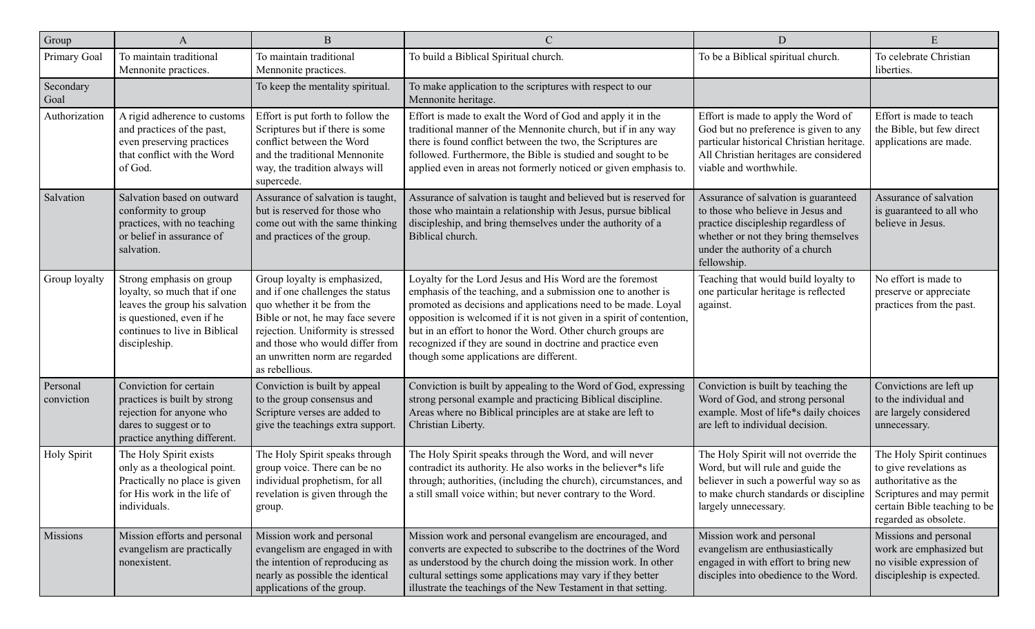| Group | A | B | C | D | E |
|---|---|---|---|---|---|
| Primary Goal | To maintain traditional Mennonite practices. | To maintain traditional Mennonite practices. | To build a Biblical Spiritual church. | To be a Biblical spiritual church. | To celebrate Christian liberties. |
| Secondary Goal | | To keep the mentality spiritual. | To make application to the scriptures with respect to our Mennonite heritage. | | |
| Authorization | A rigid adherence to customs and practices of the past, even preserving practices that conflict with the Word of God. | Effort is put forth to follow the Scriptures but if there is some conflict between the Word and the traditional Mennonite way, the tradition always will supercede. | Effort is made to exalt the Word of God and apply it in the traditional manner of the Mennonite church, but if in any way there is found conflict between the two, the Scriptures are followed. Furthermore, the Bible is studied and sought to be applied even in areas not formerly noticed or given emphasis to. | Effort is made to apply the Word of God but no preference is given to any particular historical Christian heritage. All Christian heritages are considered viable and worthwhile. | Effort is made to teach the Bible, but few direct applications are made. |
| Salvation | Salvation based on outward conformity to group practices, with no teaching or belief in assurance of salvation. | Assurance of salvation is taught, but is reserved for those who come out with the same thinking and practices of the group. | Assurance of salvation is taught and believed but is reserved for those who maintain a relationship with Jesus, pursue biblical discipleship, and bring themselves under the authority of a Biblical church. | Assurance of salvation is guaranteed to those who believe in Jesus and practice discipleship regardless of whether or not they bring themselves under the authority of a church fellowship. | Assurance of salvation is guaranteed to all who believe in Jesus. |
| Group loyalty | Strong emphasis on group loyalty, so much that if one leaves the group his salvation is questioned, even if he continues to live in Biblical discipleship. | Group loyalty is emphasized, and if one challenges the status quo whether it be from the Bible or not, he may face severe rejection. Uniformity is stressed and those who would differ from an unwritten norm are regarded as rebellious. | Loyalty for the Lord Jesus and His Word are the foremost emphasis of the teaching, and a submission one to another is promoted as decisions and applications need to be made. Loyal opposition is welcomed if it is not given in a spirit of contention, but in an effort to honor the Word. Other church groups are recognized if they are sound in doctrine and practice even though some applications are different. | Teaching that would build loyalty to one particular heritage is reflected against. | No effort is made to preserve or appreciate practices from the past. |
| Personal conviction | Conviction for certain practices is built by strong rejection for anyone who dares to suggest or to practice anything different. | Conviction is built by appeal to the group consensus and Scripture verses are added to give the teachings extra support. | Conviction is built by appealing to the Word of God, expressing strong personal example and practicing Biblical discipline. Areas where no Biblical principles are at stake are left to Christian Liberty. | Conviction is built by teaching the Word of God, and strong personal example. Most of life*s daily choices are left to individual decision. | Convictions are left up to the individual and are largely considered unnecessary. |
| Holy Spirit | The Holy Spirit exists only as a theological point. Practically no place is given for His work in the life of individuals. | The Holy Spirit speaks through group voice. There can be no individual prophetism, for all revelation is given through the group. | The Holy Spirit speaks through the Word, and will never contradict its authority. He also works in the believer*s life through; authorities, (including the church), circumstances, and a still small voice within; but never contrary to the Word. | The Holy Spirit will not override the Word, but will rule and guide the believer in such a powerful way so as to make church standards or discipline largely unnecessary. | The Holy Spirit continues to give revelations as authoritative as the Scriptures and may permit certain Bible teaching to be regarded as obsolete. |
| Missions | Mission efforts and personal evangelism are practically nonexistent. | Mission work and personal evangelism are engaged in with the intention of reproducing as nearly as possible the identical applications of the group. | Mission work and personal evangelism are encouraged, and converts are expected to subscribe to the doctrines of the Word as understood by the church doing the mission work. In other cultural settings some applications may vary if they better illustrate the teachings of the New Testament in that setting. | Mission work and personal evangelism are enthusiastically engaged in with effort to bring new disciples into obedience to the Word. | Missions and personal work are emphasized but no visible expression of discipleship is expected. |